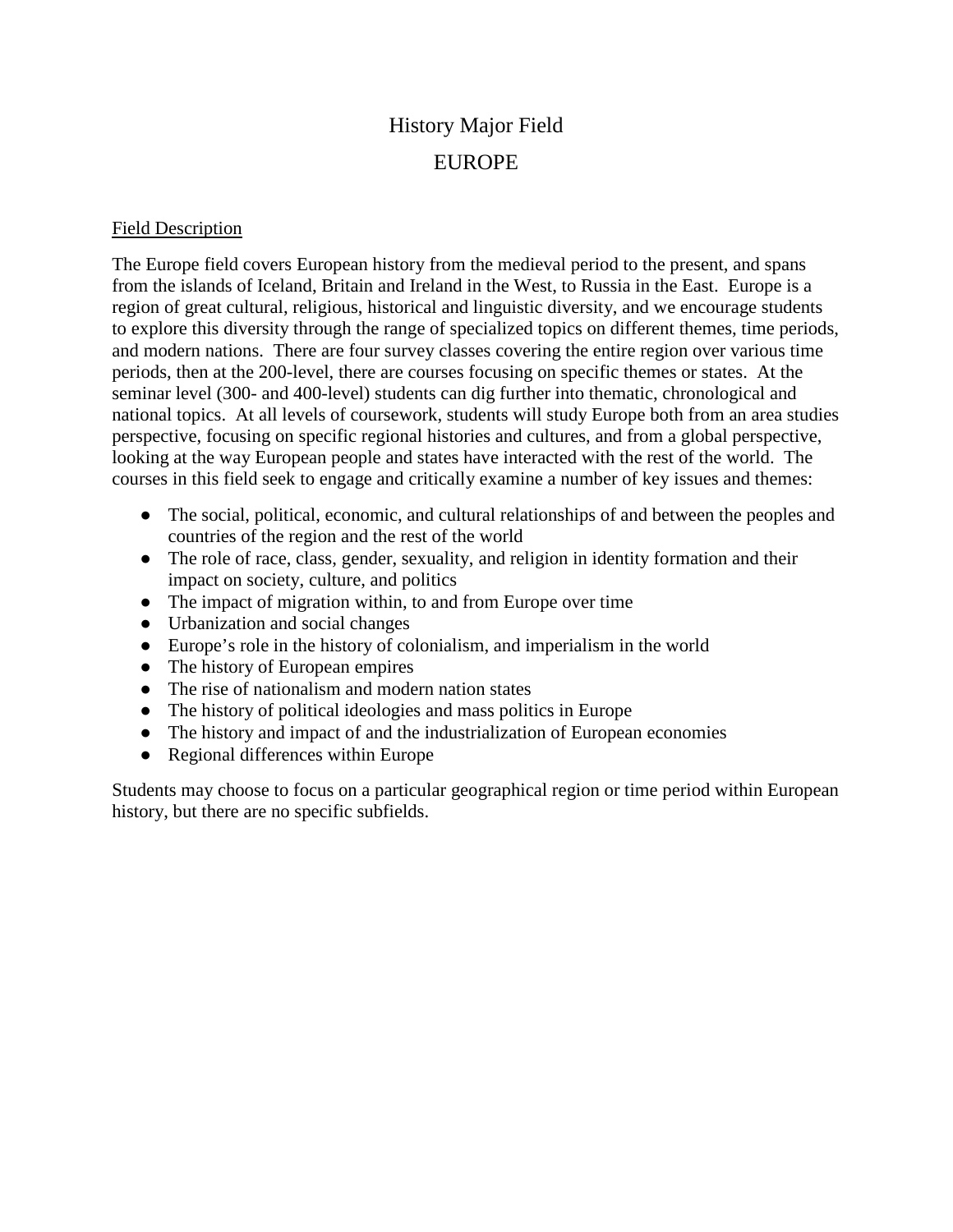# History Major Field

## EUROPE

### Field Description

The Europe field covers European history from the medieval period to the present, and spans from the islands of Iceland, Britain and Ireland in the West, to Russia in the East. Europe is a region of great cultural, religious, historical and linguistic diversity, and we encourage students to explore this diversity through the range of specialized topics on different themes, time periods, and modern nations. There are four survey classes covering the entire region over various time periods, then at the 200-level, there are courses focusing on specific themes or states. At the seminar level (300- and 400-level) students can dig further into thematic, chronological and national topics. At all levels of coursework, students will study Europe both from an area studies perspective, focusing on specific regional histories and cultures, and from a global perspective, looking at the way European people and states have interacted with the rest of the world. The courses in this field seek to engage and critically examine a number of key issues and themes:

- The social, political, economic, and cultural relationships of and between the peoples and countries of the region and the rest of the world
- The role of race, class, gender, sexuality, and religion in identity formation and their impact on society, culture, and politics
- The impact of migration within, to and from Europe over time
- Urbanization and social changes
- Europe's role in the history of colonialism, and imperialism in the world
- The history of European empires
- The rise of nationalism and modern nation states
- The history of political ideologies and mass politics in Europe
- The history and impact of and the industrialization of European economies
- Regional differences within Europe

Students may choose to focus on a particular geographical region or time period within European history, but there are no specific subfields.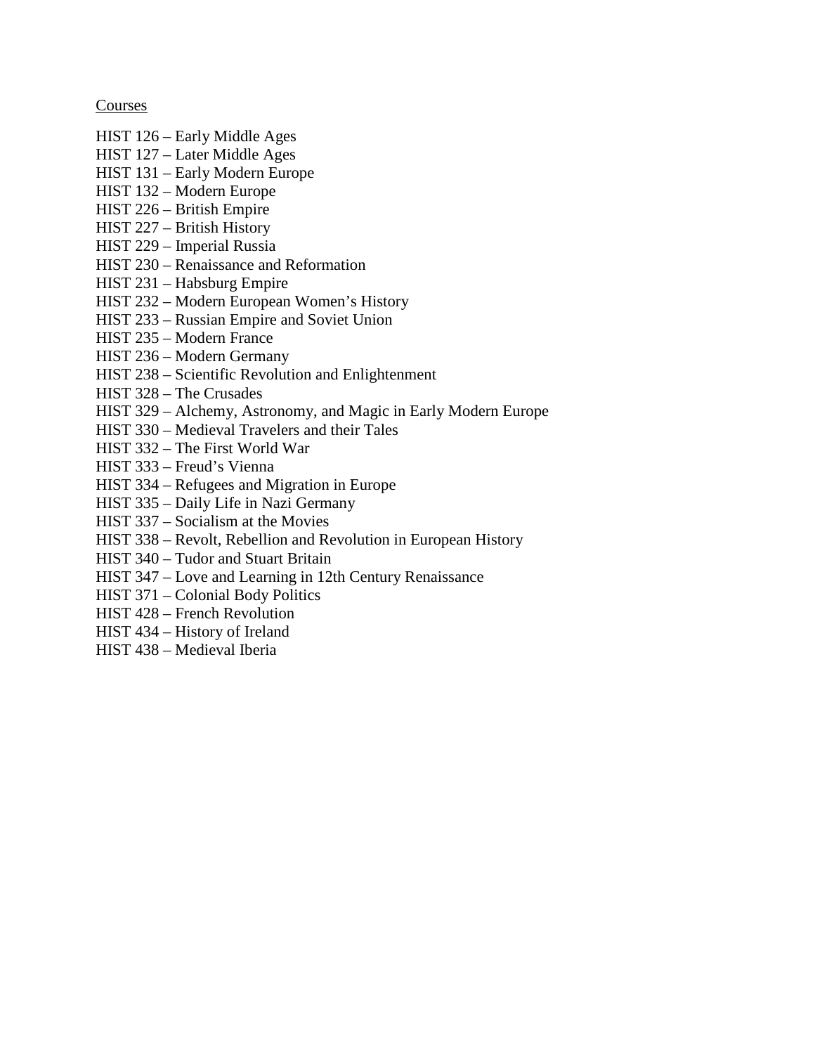<u>Courses</u>

HIST 126 – Early Middle Ages
HIST 127 – Later Middle Ages
HIST 131 – Early Modern Europe
HIST 132 – Modern Europe
HIST 226 – British Empire
HIST 227 – British History
HIST 229 – Imperial Russia
HIST 230 – Renaissance and Reformation
HIST 231 – Habsburg Empire
HIST 232 – Modern European Women's History
HIST 233 – Russian Empire and Soviet Union
HIST 235 – Modern France
HIST 236 – Modern Germany
HIST 238 – Scientific Revolution and Enlightenment
HIST 328 – The Crusades
HIST 329 – Alchemy, Astronomy, and Magic in Early Modern Europe
HIST 330 – Medieval Travelers and their Tales
HIST 332 – The First World War
HIST 333 – Freud's Vienna
HIST 334 – Refugees and Migration in Europe
HIST 335 – Daily Life in Nazi Germany
HIST 337 – Socialism at the Movies
HIST 338 – Revolt, Rebellion and Revolution in European History
HIST 340 – Tudor and Stuart Britain
HIST 347 – Love and Learning in 12th Century Renaissance
HIST 371 – Colonial Body Politics
HIST 428 – French Revolution
HIST 434 – History of Ireland
HIST 438 – Medieval Iberia